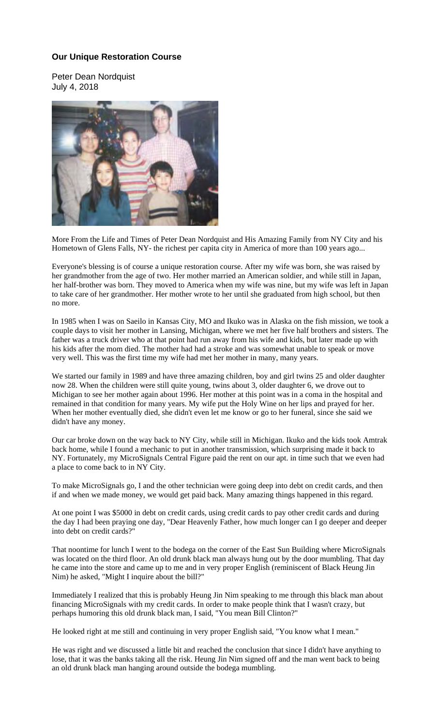**Our Unique Restoration Course**

Peter Dean Nordquist
July 4, 2018

More From the Life and Times of Peter Dean Nordquist and His Amazing Family from NY City and his Hometown of Glens Falls, NY- the richest per capita city in America of more than 100 years ago...

Everyone's blessing is of course a unique restoration course. After my wife was born, she was raised by her grandmother from the age of two. Her mother married an American soldier, and while still in Japan, her half-brother was born. They moved to America when my wife was nine, but my wife was left in Japan to take care of her grandmother. Her mother wrote to her until she graduated from high school, but then no more.

In 1985 when I was on Saeilo in Kansas City, MO and Ikuko was in Alaska on the fish mission, we took a couple days to visit her mother in Lansing, Michigan, where we met her five half brothers and sisters. The father was a truck driver who at that point had run away from his wife and kids, but later made up with his kids after the mom died. The mother had had a stroke and was somewhat unable to speak or move very well. This was the first time my wife had met her mother in many, many years.

We started our family in 1989 and have three amazing children, boy and girl twins 25 and older daughter now 28. When the children were still quite young, twins about 3, older daughter 6, we drove out to Michigan to see her mother again about 1996. Her mother at this point was in a coma in the hospital and remained in that condition for many years. My wife put the Holy Wine on her lips and prayed for her. When her mother eventually died, she didn't even let me know or go to her funeral, since she said we didn't have any money.

Our car broke down on the way back to NY City, while still in Michigan. Ikuko and the kids took Amtrak back home, while I found a mechanic to put in another transmission, which surprising made it back to NY. Fortunately, my MicroSignals Central Figure paid the rent on our apt. in time such that we even had a place to come back to in NY City.

To make MicroSignals go, I and the other technician were going deep into debt on credit cards, and then if and when we made money, we would get paid back. Many amazing things happened in this regard.

At one point I was $5000 in debt on credit cards, using credit cards to pay other credit cards and during the day I had been praying one day, "Dear Heavenly Father, how much longer can I go deeper and deeper into debt on credit cards?"

That noontime for lunch I went to the bodega on the corner of the East Sun Building where MicroSignals was located on the third floor. An old drunk black man always hung out by the door mumbling. That day he came into the store and came up to me and in very proper English (reminiscent of Black Heung Jin Nim) he asked, "Might I inquire about the bill?"

Immediately I realized that this is probably Heung Jin Nim speaking to me through this black man about financing MicroSignals with my credit cards. In order to make people think that I wasn't crazy, but perhaps humoring this old drunk black man, I said, "You mean Bill Clinton?"

He looked right at me still and continuing in very proper English said, "You know what I mean."

He was right and we discussed a little bit and reached the conclusion that since I didn't have anything to lose, that it was the banks taking all the risk. Heung Jin Nim signed off and the man went back to being an old drunk black man hanging around outside the bodega mumbling.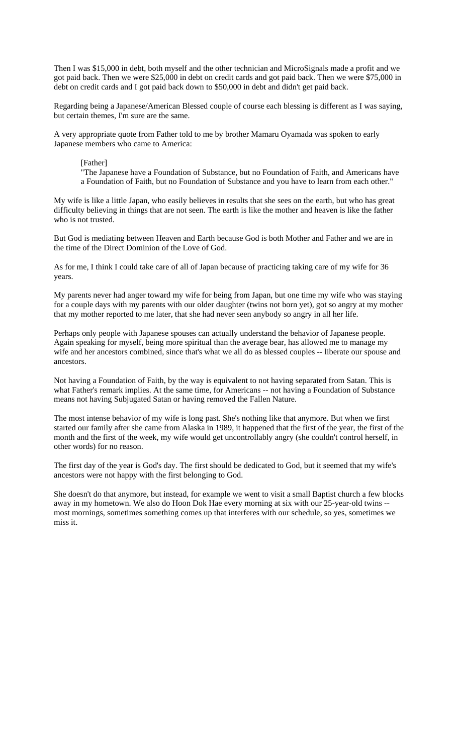Then I was $15,000 in debt, both myself and the other technician and MicroSignals made a profit and we got paid back. Then we were $25,000 in debt on credit cards and got paid back. Then we were $75,000 in debt on credit cards and I got paid back down to $50,000 in debt and didn't get paid back.

Regarding being a Japanese/American Blessed couple of course each blessing is different as I was saying, but certain themes, I'm sure are the same.

A very appropriate quote from Father told to me by brother Mamaru Oyamada was spoken to early Japanese members who came to America:

> [Father]
> "The Japanese have a Foundation of Substance, but no Foundation of Faith, and Americans have a Foundation of Faith, but no Foundation of Substance and you have to learn from each other."

My wife is like a little Japan, who easily believes in results that she sees on the earth, but who has great difficulty believing in things that are not seen. The earth is like the mother and heaven is like the father who is not trusted.

But God is mediating between Heaven and Earth because God is both Mother and Father and we are in the time of the Direct Dominion of the Love of God.

As for me, I think I could take care of all of Japan because of practicing taking care of my wife for 36 years.

My parents never had anger toward my wife for being from Japan, but one time my wife who was staying for a couple days with my parents with our older daughter (twins not born yet), got so angry at my mother that my mother reported to me later, that she had never seen anybody so angry in all her life.

Perhaps only people with Japanese spouses can actually understand the behavior of Japanese people. Again speaking for myself, being more spiritual than the average bear, has allowed me to manage my wife and her ancestors combined, since that's what we all do as blessed couples -- liberate our spouse and ancestors.

Not having a Foundation of Faith, by the way is equivalent to not having separated from Satan. This is what Father's remark implies. At the same time, for Americans -- not having a Foundation of Substance means not having Subjugated Satan or having removed the Fallen Nature.

The most intense behavior of my wife is long past. She's nothing like that anymore. But when we first started our family after she came from Alaska in 1989, it happened that the first of the year, the first of the month and the first of the week, my wife would get uncontrollably angry (she couldn't control herself, in other words) for no reason.

The first day of the year is God's day. The first should be dedicated to God, but it seemed that my wife's ancestors were not happy with the first belonging to God.

She doesn't do that anymore, but instead, for example we went to visit a small Baptist church a few blocks away in my hometown. We also do Hoon Dok Hae every morning at six with our 25-year-old twins -- most mornings, sometimes something comes up that interferes with our schedule, so yes, sometimes we miss it.